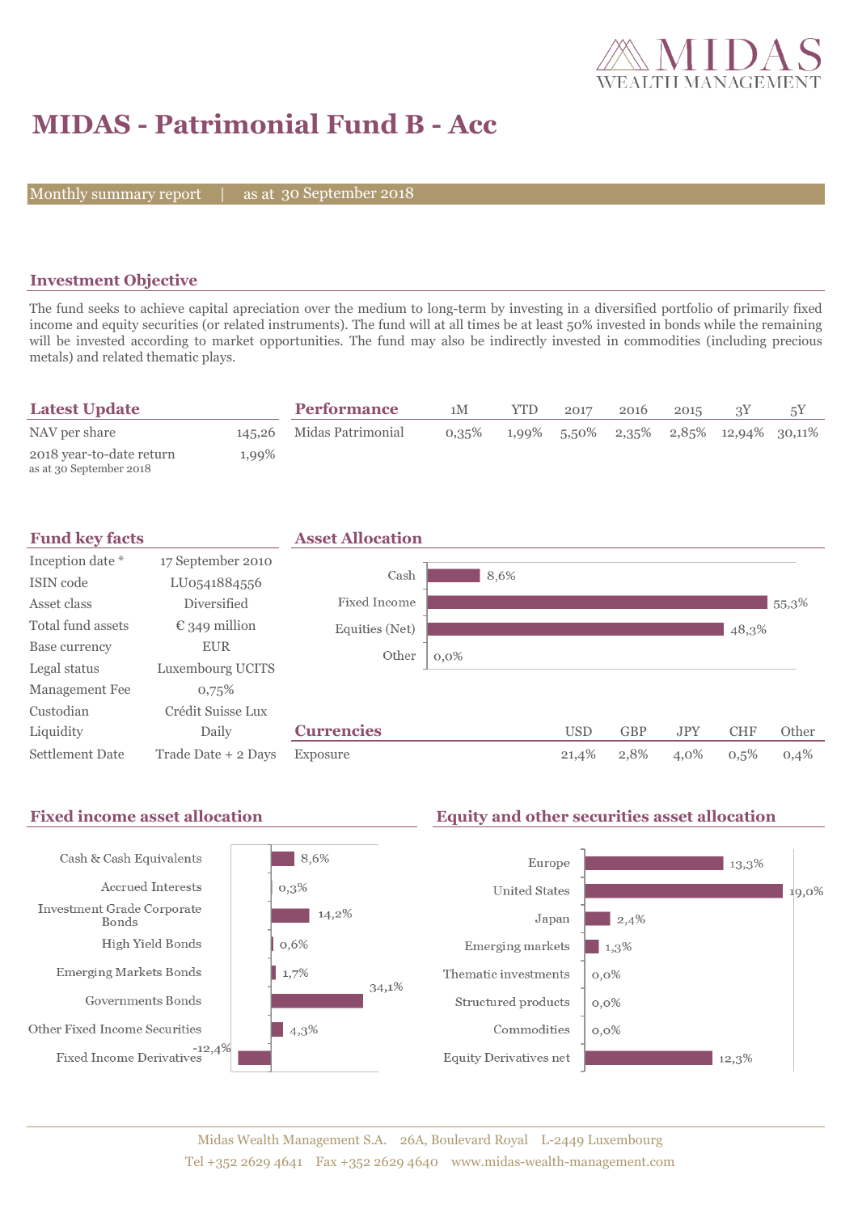# MIDAS - Patrimonial Fund B - Acc

Monthly summary report | as at 30 September 2018

## Investment Objective

The fund seeks to achieve capital apreciation over the medium to long-term by investing in a diversified portfolio of primarily fixed income and equity securities (or related instruments). The fund will at all times be at least 50% invested in bonds while the remaining will be invested according to market opportunities. The fund may also be indirectly invested in commodities (including precious metals) and related thematic plays.

## Latest Update

| | |
|---|---|
| NAV per share | 145,26 |
| 2018 year-to-date return<br>as at 30 September 2018 | 1,99% |

## Performance

| | 1M | YTD | 2017 | 2016 | 2015 | 3Y | 5Y |
|---|---|---|---|---|---|---|---|
| Midas Patrimonial | 0,35% | 1,99% | 5,50% | 2,35% | 2,85% | 12,94% | 30,11% |

## Fund key facts

| | |
|---|---|
| Inception date * | 17 September 2010 |
| ISIN code | LU0541884556 |
| Asset class | Diversified |
| Total fund assets | € 349 million |
| Base currency | EUR |
| Legal status | Luxembourg UCITS |
| Management Fee | 0,75% |
| Custodian | Crédit Suisse Lux |
| Liquidity | Daily |
| Settlement Date | Trade Date + 2 Days |

## Asset Allocation

| | |
|---|---|
| Cash | 8,6% |
| Fixed Income | 55,3% |
| Equities (Net) | 48,3% |
| Other | 0,0% |

## Currencies

| | USD | GBP | JPY | CHF | Other |
|---|---|---|---|---|---|
| Exposure | 21,4% | 2,8% | 4,0% | 0,5% | 0,4% |

## Fixed income asset allocation

| | |
|---|---|
| Cash & Cash Equivalents | 8,6% |
| Accrued Interests | 0,3% |
| Investment Grade Corporate Bonds | 14,2% |
| High Yield Bonds | 0,6% |
| Emerging Markets Bonds | 1,7% |
| Governments Bonds | 34,1% |
| Other Fixed Income Securities | 4,3% |
| Fixed Income Derivatives | -12,4% |

## Equity and other securities asset allocation

| | |
|---|---|
| Europe | 13,3% |
| United States | 19,0% |
| Japan | 2,4% |
| Emerging markets | 1,3% |
| Thematic investments | 0,0% |
| Structured products | 0,0% |
| Commodities | 0,0% |
| Equity Derivatives net | 12,3% |

Midas Wealth Management S.A. 26A, Boulevard Royal L-2449 Luxembourg
Tel +352 2629 4641 Fax +352 2629 4640 www.midas-wealth-management.com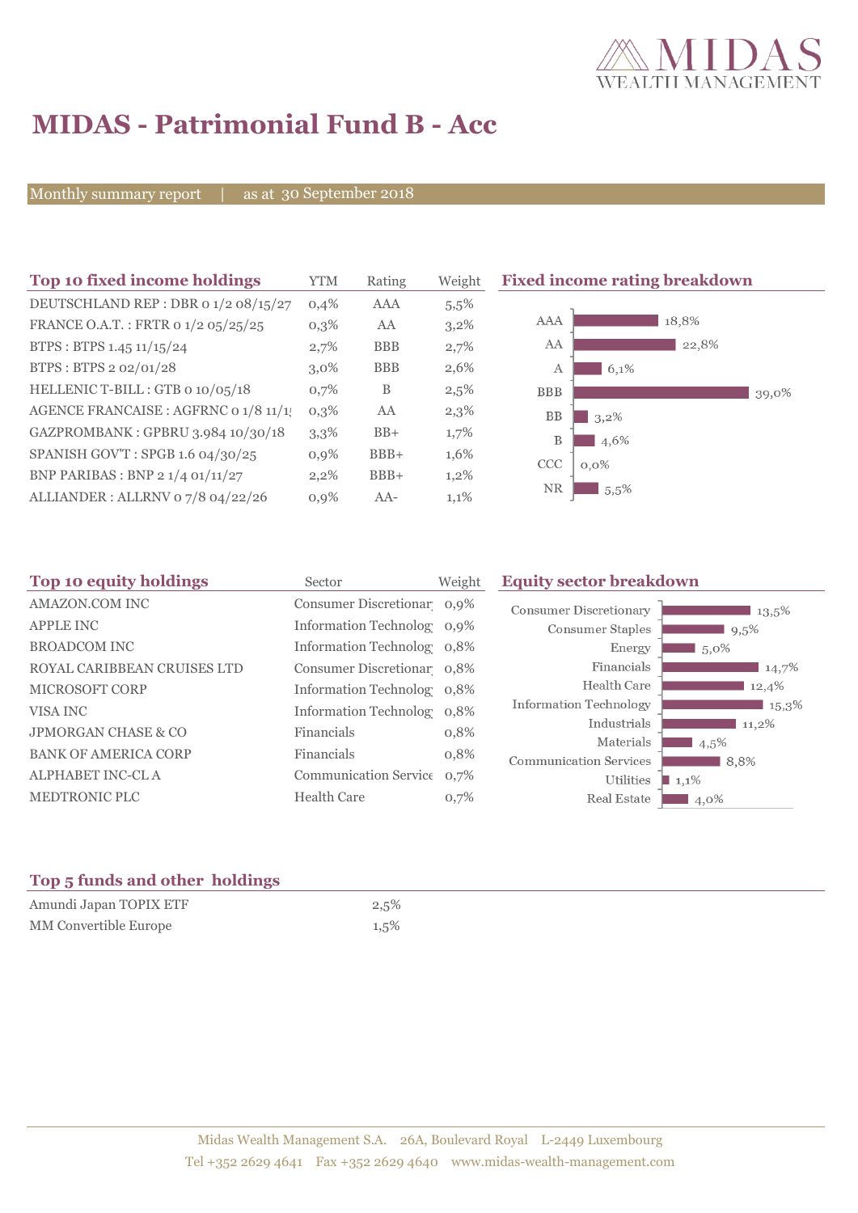# MIDAS - Patrimonial Fund B - Acc

Monthly summary report | as at 30 September 2018

## Top 10 fixed income holdings

| Top 10 fixed income holdings | YTM | Rating | Weight |
|---|---|---|---|
| DEUTSCHLAND REP : DBR 0 1/2 08/15/27 | 0,4% | AAA | 5,5% |
| FRANCE O.A.T. : FRTR 0 1/2 05/25/25 | 0,3% | AA | 3,2% |
| BTPS : BTPS 1.45 11/15/24 | 2,7% | BBB | 2,7% |
| BTPS : BTPS 2 02/01/28 | 3,0% | BBB | 2,6% |
| HELLENIC T-BILL : GTB 0 10/05/18 | 0,7% | B | 2,5% |
| AGENCE FRANCAISE : AGFRNC 0 1/8 11/1 | 0,3% | AA | 2,3% |
| GAZPROMBANK : GPBRU 3.984 10/30/18 | 3,3% | BB+ | 1,7% |
| SPANISH GOV'T : SPGB 1.6 04/30/25 | 0,9% | BBB+ | 1,6% |
| BNP PARIBAS : BNP 2 1/4 01/11/27 | 2,2% | BBB+ | 1,2% |
| ALLIANDER : ALLRNV 0 7/8 04/22/26 | 0,9% | AA- | 1,1% |

## Fixed income rating breakdown

| Rating | Weight |
|---|---|
| AAA | 18,8% |
| AA | 22,8% |
| A | 6,1% |
| BBB | 39,0% |
| BB | 3,2% |
| B | 4,6% |
| CCC | 0,0% |
| NR | 5,5% |

## Top 10 equity holdings

| Top 10 equity holdings | Sector | Weight |
|---|---|---|
| AMAZON.COM INC | Consumer Discretionar | 0,9% |
| APPLE INC | Information Technolog | 0,9% |
| BROADCOM INC | Information Technolog | 0,8% |
| ROYAL CARIBBEAN CRUISES LTD | Consumer Discretionar | 0,8% |
| MICROSOFT CORP | Information Technolog | 0,8% |
| VISA INC | Information Technolog | 0,8% |
| JPMORGAN CHASE & CO | Financials | 0,8% |
| BANK OF AMERICA CORP | Financials | 0,8% |
| ALPHABET INC-CL A | Communication Service | 0,7% |
| MEDTRONIC PLC | Health Care | 0,7% |

## Equity sector breakdown

| Sector | Weight |
|---|---|
| Consumer Discretionary | 13,5% |
| Consumer Staples | 9,5% |
| Energy | 5,0% |
| Financials | 14,7% |
| Health Care | 12,4% |
| Information Technology | 15,3% |
| Industrials | 11,2% |
| Materials | 4,5% |
| Communication Services | 8,8% |
| Utilities | 1,1% |
| Real Estate | 4,0% |

## Top 5 funds and other holdings

| Top 5 funds and other holdings | Weight |
|---|---|
| Amundi Japan TOPIX ETF | 2,5% |
| MM Convertible Europe | 1,5% |

Midas Wealth Management S.A. 26A, Boulevard Royal L-2449 Luxembourg
Tel +352 2629 4641 Fax +352 2629 4640 www.midas-wealth-management.com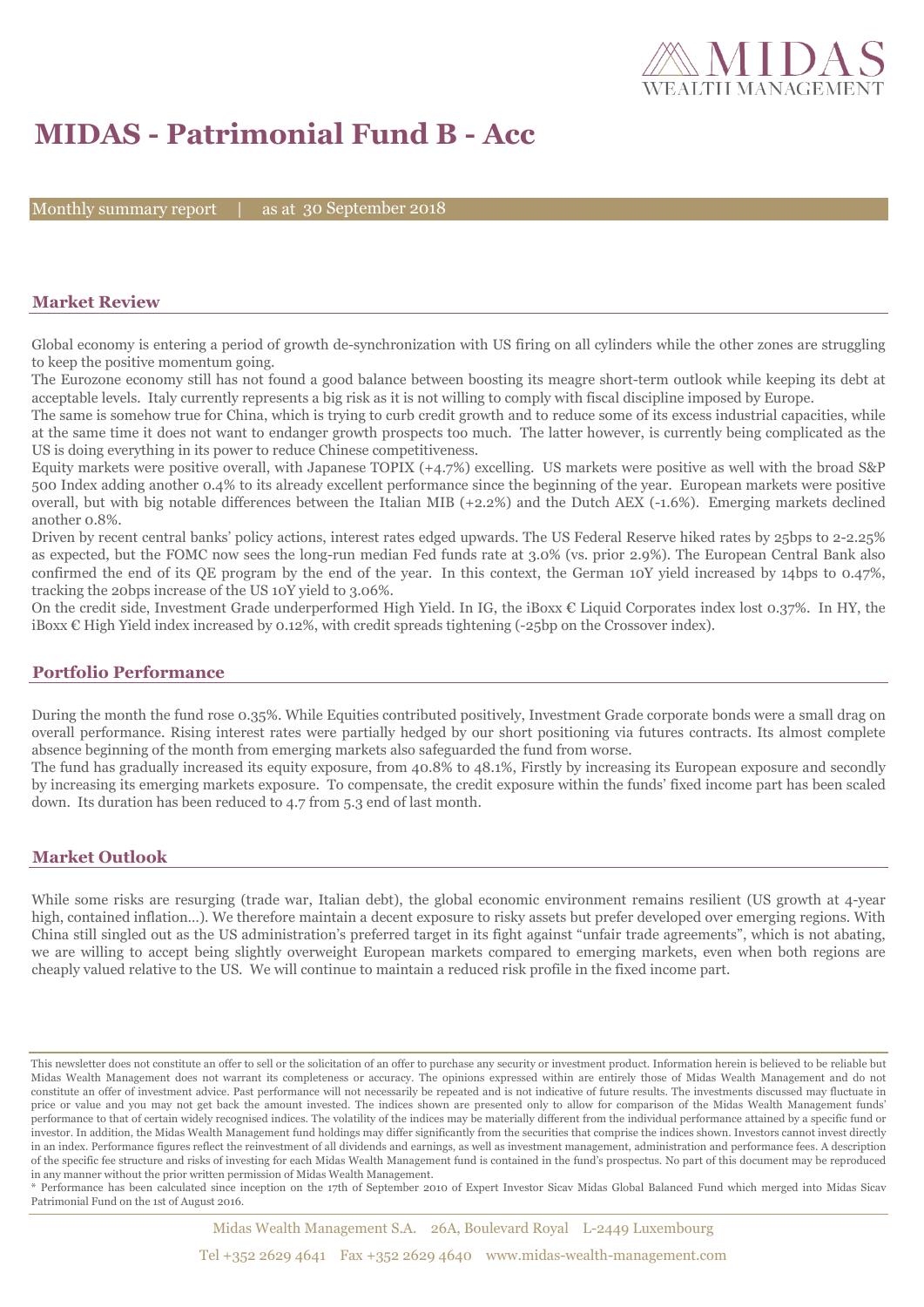# MIDAS - Patrimonial Fund B - Acc

Monthly summary report | as at 30 September 2018

## Market Review

Global economy is entering a period of growth de-synchronization with US firing on all cylinders while the other zones are struggling to keep the positive momentum going.
The Eurozone economy still has not found a good balance between boosting its meagre short-term outlook while keeping its debt at acceptable levels. Italy currently represents a big risk as it is not willing to comply with fiscal discipline imposed by Europe.
The same is somehow true for China, which is trying to curb credit growth and to reduce some of its excess industrial capacities, while at the same time it does not want to endanger growth prospects too much. The latter however, is currently being complicated as the US is doing everything in its power to reduce Chinese competitiveness.
Equity markets were positive overall, with Japanese TOPIX (+4.7%) excelling. US markets were positive as well with the broad S&P 500 Index adding another 0.4% to its already excellent performance since the beginning of the year. European markets were positive overall, but with big notable differences between the Italian MIB (+2.2%) and the Dutch AEX (-1.6%). Emerging markets declined another 0.8%.
Driven by recent central banks' policy actions, interest rates edged upwards. The US Federal Reserve hiked rates by 25bps to 2-2.25% as expected, but the FOMC now sees the long-run median Fed funds rate at 3.0% (vs. prior 2.9%). The European Central Bank also confirmed the end of its QE program by the end of the year. In this context, the German 10Y yield increased by 14bps to 0.47%, tracking the 20bps increase of the US 10Y yield to 3.06%.
On the credit side, Investment Grade underperformed High Yield. In IG, the iBoxx € Liquid Corporates index lost 0.37%. In HY, the iBoxx € High Yield index increased by 0.12%, with credit spreads tightening (-25bp on the Crossover index).

## Portfolio Performance

During the month the fund rose 0.35%. While Equities contributed positively, Investment Grade corporate bonds were a small drag on overall performance. Rising interest rates were partially hedged by our short positioning via futures contracts. Its almost complete absence beginning of the month from emerging markets also safeguarded the fund from worse.
The fund has gradually increased its equity exposure, from 40.8% to 48.1%, Firstly by increasing its European exposure and secondly by increasing its emerging markets exposure. To compensate, the credit exposure within the funds' fixed income part has been scaled down. Its duration has been reduced to 4.7 from 5.3 end of last month.

## Market Outlook

While some risks are resurging (trade war, Italian debt), the global economic environment remains resilient (US growth at 4-year high, contained inflation…). We therefore maintain a decent exposure to risky assets but prefer developed over emerging regions. With China still singled out as the US administration's preferred target in its fight against "unfair trade agreements", which is not abating, we are willing to accept being slightly overweight European markets compared to emerging markets, even when both regions are cheaply valued relative to the US. We will continue to maintain a reduced risk profile in the fixed income part.

This newsletter does not constitute an offer to sell or the solicitation of an offer to purchase any security or investment product. Information herein is believed to be reliable but Midas Wealth Management does not warrant its completeness or accuracy. The opinions expressed within are entirely those of Midas Wealth Management and do not constitute an offer of investment advice. Past performance will not necessarily be repeated and is not indicative of future results. The investments discussed may fluctuate in price or value and you may not get back the amount invested. The indices shown are presented only to allow for comparison of the Midas Wealth Management funds' performance to that of certain widely recognised indices. The volatility of the indices may be materially different from the individual performance attained by a specific fund or investor. In addition, the Midas Wealth Management fund holdings may differ significantly from the securities that comprise the indices shown. Investors cannot invest directly in an index. Performance figures reflect the reinvestment of all dividends and earnings, as well as investment management, administration and performance fees. A description of the specific fee structure and risks of investing for each Midas Wealth Management fund is contained in the fund's prospectus. No part of this document may be reproduced in any manner without the prior written permission of Midas Wealth Management.
* Performance has been calculated since inception on the 17th of September 2010 of Expert Investor Sicav Midas Global Balanced Fund which merged into Midas Sicav Patrimonial Fund on the 1st of August 2016.

Midas Wealth Management S.A. 26A, Boulevard Royal L-2449 Luxembourg

Tel +352 2629 4641 Fax +352 2629 4640 www.midas-wealth-management.com